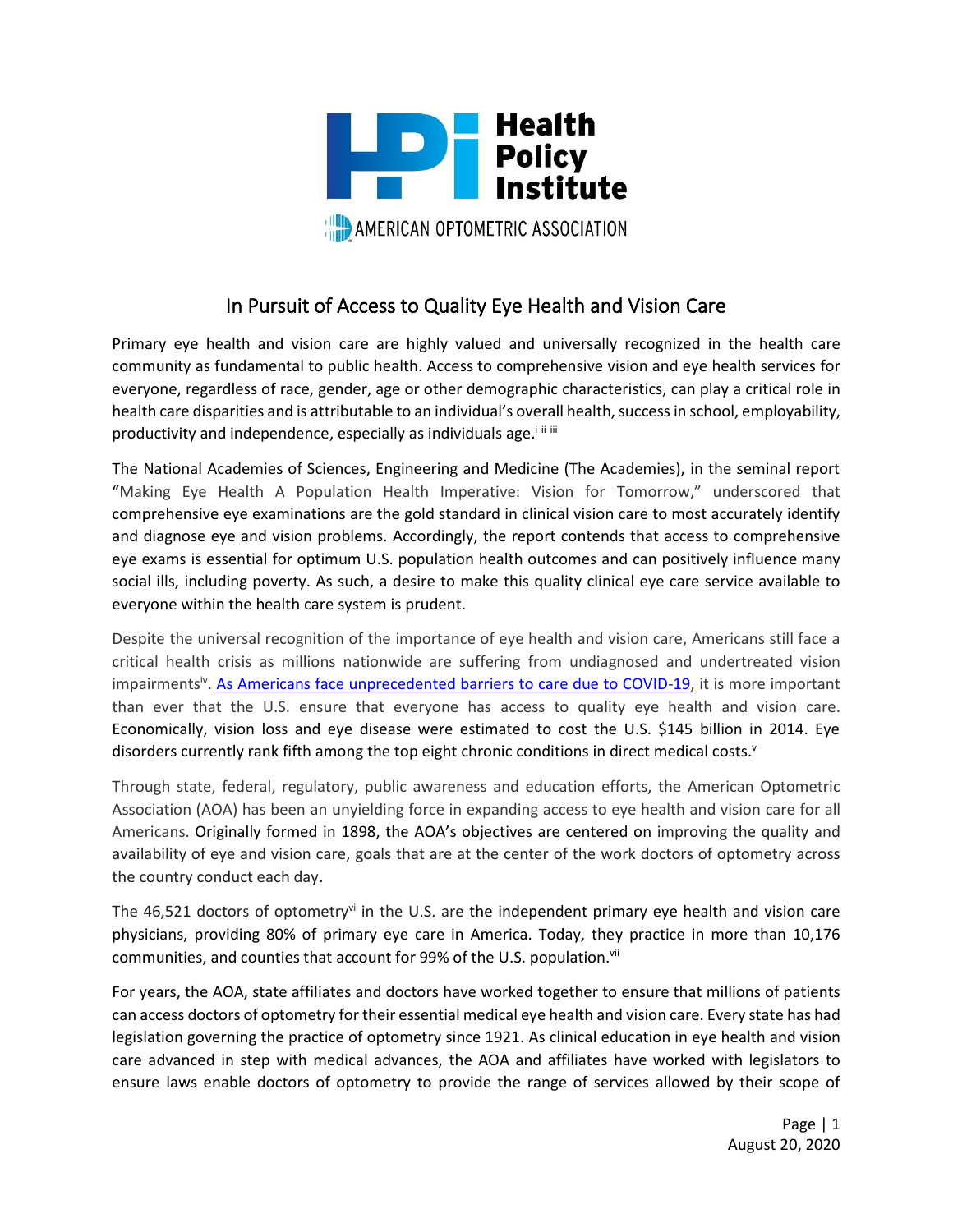Health Policy Institute

AMERICAN OPTOMETRIC ASSOCIATION

# In Pursuit of Access to Quality Eye Health and Vision Care

Primary eye health and vision care are highly valued and universally recognized in the health care community as fundamental to public health. Access to comprehensive vision and eye health services for everyone, regardless of race, gender, age or other demographic characteristics, can play a critical role in health care disparities and is attributable to an individual's overall health, success in school, employability, productivity and independence, especially as individuals age.[i ii iii]

The National Academies of Sciences, Engineering and Medicine (The Academies), in the seminal report "Making Eye Health A Population Health Imperative: Vision for Tomorrow," underscored that comprehensive eye examinations are the gold standard in clinical vision care to most accurately identify and diagnose eye and vision problems. Accordingly, the report contends that access to comprehensive eye exams is essential for optimum U.S. population health outcomes and can positively influence many social ills, including poverty. As such, a desire to make this quality clinical eye care service available to everyone within the health care system is prudent.

Despite the universal recognition of the importance of eye health and vision care, Americans still face a critical health crisis as millions nationwide are suffering from undiagnosed and undertreated vision impairments[iv]. As Americans face unprecedented barriers to care due to COVID-19, it is more important than ever that the U.S. ensure that everyone has access to quality eye health and vision care. Economically, vision loss and eye disease were estimated to cost the U.S. $145 billion in 2014. Eye disorders currently rank fifth among the top eight chronic conditions in direct medical costs.[v]

Through state, federal, regulatory, public awareness and education efforts, the American Optometric Association (AOA) has been an unyielding force in expanding access to eye health and vision care for all Americans. Originally formed in 1898, the AOA's objectives are centered on improving the quality and availability of eye and vision care, goals that are at the center of the work doctors of optometry across the country conduct each day.

The 46,521 doctors of optometry[vi] in the U.S. are the independent primary eye health and vision care physicians, providing 80% of primary eye care in America. Today, they practice in more than 10,176 communities, and counties that account for 99% of the U.S. population.[vii]

For years, the AOA, state affiliates and doctors have worked together to ensure that millions of patients can access doctors of optometry for their essential medical eye health and vision care. Every state has had legislation governing the practice of optometry since 1921. As clinical education in eye health and vision care advanced in step with medical advances, the AOA and affiliates have worked with legislators to ensure laws enable doctors of optometry to provide the range of services allowed by their scope of

August 20, 2020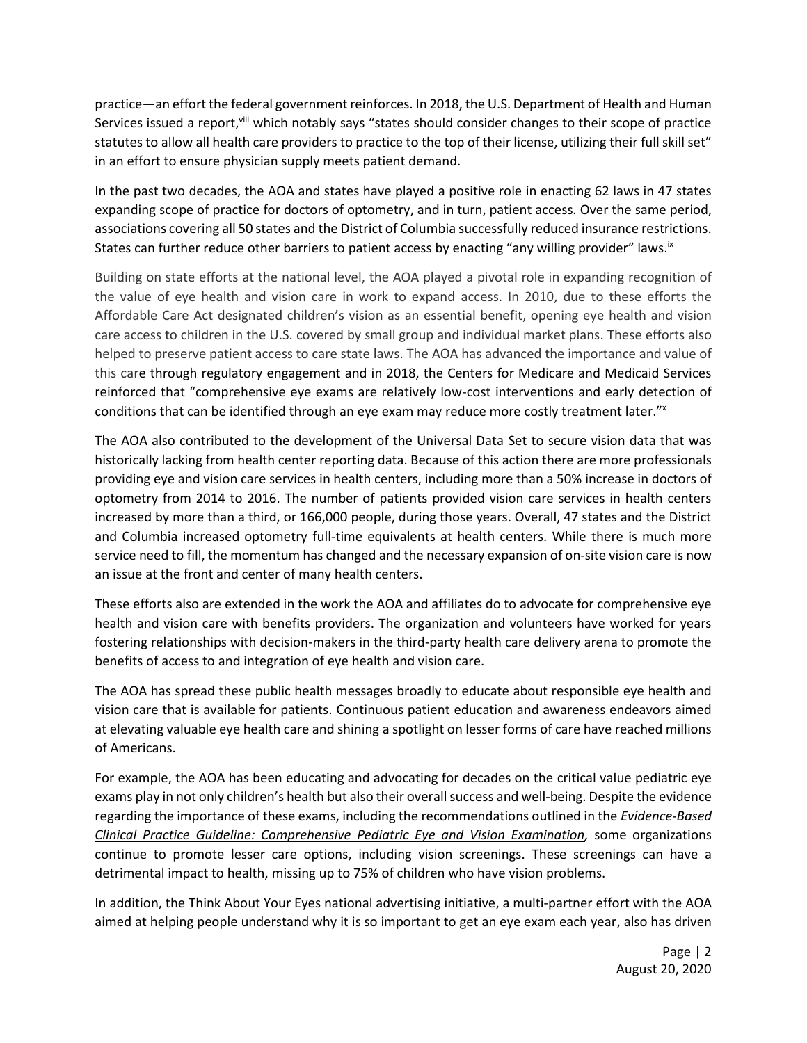practice—an effort the federal government reinforces. In 2018, the U.S. Department of Health and Human Services issued a report,[viii] which notably says "states should consider changes to their scope of practice statutes to allow all health care providers to practice to the top of their license, utilizing their full skill set" in an effort to ensure physician supply meets patient demand.

In the past two decades, the AOA and states have played a positive role in enacting 62 laws in 47 states expanding scope of practice for doctors of optometry, and in turn, patient access. Over the same period, associations covering all 50 states and the District of Columbia successfully reduced insurance restrictions. States can further reduce other barriers to patient access by enacting "any willing provider" laws.[ix]

Building on state efforts at the national level, the AOA played a pivotal role in expanding recognition of the value of eye health and vision care in work to expand access. In 2010, due to these efforts the Affordable Care Act designated children's vision as an essential benefit, opening eye health and vision care access to children in the U.S. covered by small group and individual market plans. These efforts also helped to preserve patient access to care state laws. The AOA has advanced the importance and value of this care through regulatory engagement and in 2018, the Centers for Medicare and Medicaid Services reinforced that "comprehensive eye exams are relatively low-cost interventions and early detection of conditions that can be identified through an eye exam may reduce more costly treatment later."[x]

The AOA also contributed to the development of the Universal Data Set to secure vision data that was historically lacking from health center reporting data. Because of this action there are more professionals providing eye and vision care services in health centers, including more than a 50% increase in doctors of optometry from 2014 to 2016. The number of patients provided vision care services in health centers increased by more than a third, or 166,000 people, during those years. Overall, 47 states and the District and Columbia increased optometry full-time equivalents at health centers. While there is much more service need to fill, the momentum has changed and the necessary expansion of on-site vision care is now an issue at the front and center of many health centers.

These efforts also are extended in the work the AOA and affiliates do to advocate for comprehensive eye health and vision care with benefits providers. The organization and volunteers have worked for years fostering relationships with decision-makers in the third-party health care delivery arena to promote the benefits of access to and integration of eye health and vision care.

The AOA has spread these public health messages broadly to educate about responsible eye health and vision care that is available for patients. Continuous patient education and awareness endeavors aimed at elevating valuable eye health care and shining a spotlight on lesser forms of care have reached millions of Americans.

For example, the AOA has been educating and advocating for decades on the critical value pediatric eye exams play in not only children's health but also their overall success and well-being. Despite the evidence regarding the importance of these exams, including the recommendations outlined in the *Evidence-Based Clinical Practice Guideline: Comprehensive Pediatric Eye and Vision Examination,* some organizations continue to promote lesser care options, including vision screenings. These screenings can have a detrimental impact to health, missing up to 75% of children who have vision problems.

In addition, the Think About Your Eyes national advertising initiative, a multi-partner effort with the AOA aimed at helping people understand why it is so important to get an eye exam each year, also has driven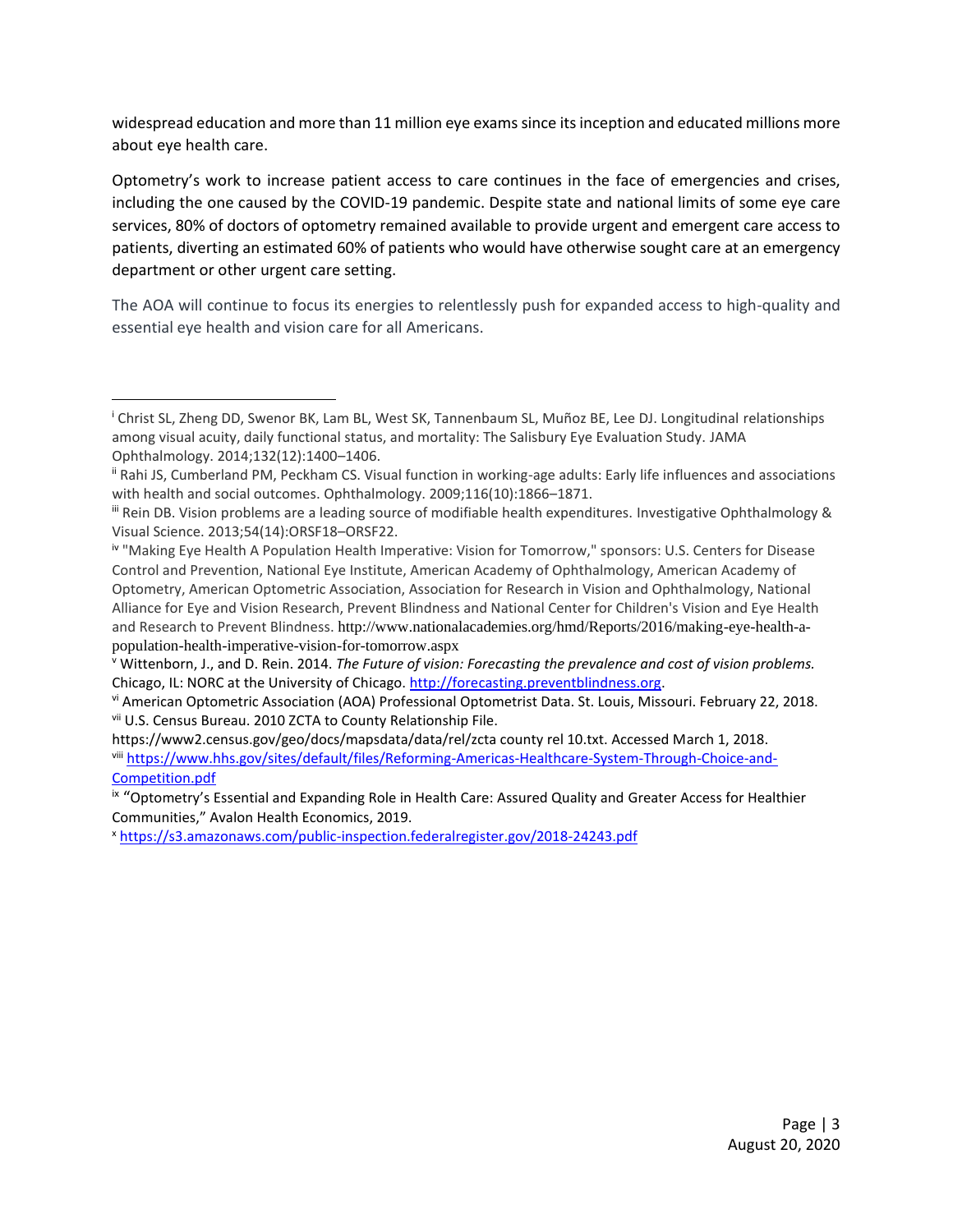widespread education and more than 11 million eye exams since its inception and educated millions more about eye health care.

Optometry's work to increase patient access to care continues in the face of emergencies and crises, including the one caused by the COVID-19 pandemic. Despite state and national limits of some eye care services, 80% of doctors of optometry remained available to provide urgent and emergent care access to patients, diverting an estimated 60% of patients who would have otherwise sought care at an emergency department or other urgent care setting.

The AOA will continue to focus its energies to relentlessly push for expanded access to high-quality and essential eye health and vision care for all Americans.

---

[i] Christ SL, Zheng DD, Swenor BK, Lam BL, West SK, Tannenbaum SL, Muñoz BE, Lee DJ. Longitudinal relationships among visual acuity, daily functional status, and mortality: The Salisbury Eye Evaluation Study. JAMA Ophthalmology. 2014;132(12):1400–1406.

[ii] Rahi JS, Cumberland PM, Peckham CS. Visual function in working-age adults: Early life influences and associations with health and social outcomes. Ophthalmology. 2009;116(10):1866–1871.

[iii] Rein DB. Vision problems are a leading source of modifiable health expenditures. Investigative Ophthalmology & Visual Science. 2013;54(14):ORSF18–ORSF22.

[iv] "Making Eye Health A Population Health Imperative: Vision for Tomorrow," sponsors: U.S. Centers for Disease Control and Prevention, National Eye Institute, American Academy of Ophthalmology, American Academy of Optometry, American Optometric Association, Association for Research in Vision and Ophthalmology, National Alliance for Eye and Vision Research, Prevent Blindness and National Center for Children's Vision and Eye Health and Research to Prevent Blindness. http://www.nationalacademies.org/hmd/Reports/2016/making-eye-health-a-population-health-imperative-vision-for-tomorrow.aspx

[v] Wittenborn, J., and D. Rein. 2014. *The Future of vision: Forecasting the prevalence and cost of vision problems.* Chicago, IL: NORC at the University of Chicago. http://forecasting.preventblindness.org.

[vi] American Optometric Association (AOA) Professional Optometrist Data. St. Louis, Missouri. February 22, 2018.

[vii] U.S. Census Bureau. 2010 ZCTA to County Relationship File. https://www2.census.gov/geo/docs/mapsdata/data/rel/zcta county rel 10.txt. Accessed March 1, 2018.

[viii] https://www.hhs.gov/sites/default/files/Reforming-Americas-Healthcare-System-Through-Choice-and-Competition.pdf

[ix] "Optometry's Essential and Expanding Role in Health Care: Assured Quality and Greater Access for Healthier Communities," Avalon Health Economics, 2019.

[x] https://s3.amazonaws.com/public-inspection.federalregister.gov/2018-24243.pdf

August 20, 2020